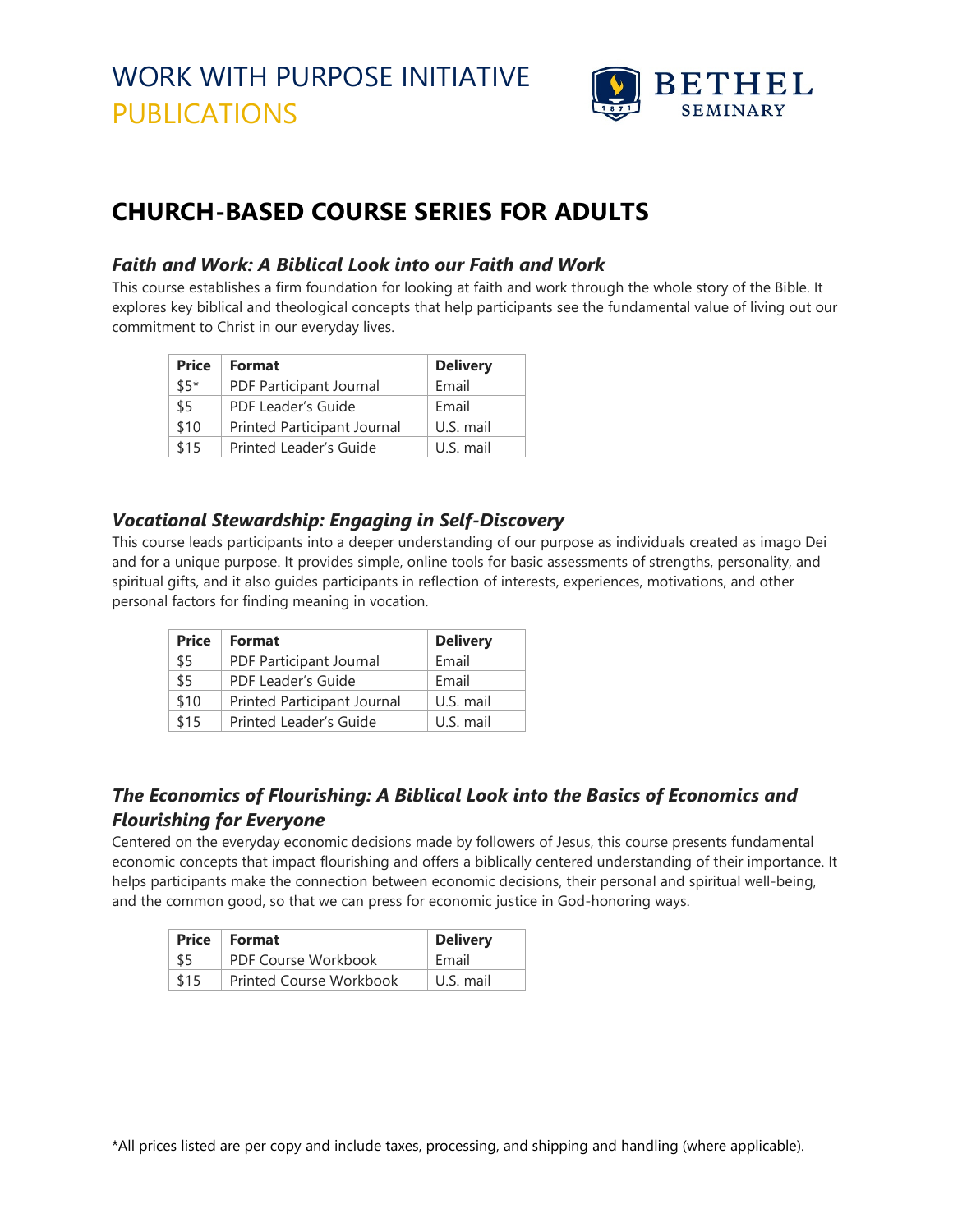# WORK WITH PURPOSE INITIATIVE
# PUBLICATIONS

BETHEL SEMINARY

## CHURCH-BASED COURSE SERIES FOR ADULTS

### *Faith and Work: A Biblical Look into our Faith and Work*

This course establishes a firm foundation for looking at faith and work through the whole story of the Bible. It explores key biblical and theological concepts that help participants see the fundamental value of living out our commitment to Christ in our everyday lives.

| Price | Format | Delivery |
|---|---|---|
| $5* | PDF Participant Journal | Email |
| $5 | PDF Leader's Guide | Email |
| $10 | Printed Participant Journal | U.S. mail |
| $15 | Printed Leader's Guide | U.S. mail |

### *Vocational Stewardship: Engaging in Self-Discovery*

This course leads participants into a deeper understanding of our purpose as individuals created as imago Dei and for a unique purpose. It provides simple, online tools for basic assessments of strengths, personality, and spiritual gifts, and it also guides participants in reflection of interests, experiences, motivations, and other personal factors for finding meaning in vocation.

| Price | Format | Delivery |
|---|---|---|
| $5 | PDF Participant Journal | Email |
| $5 | PDF Leader's Guide | Email |
| $10 | Printed Participant Journal | U.S. mail |
| $15 | Printed Leader's Guide | U.S. mail |

### *The Economics of Flourishing: A Biblical Look into the Basics of Economics and Flourishing for Everyone*

Centered on the everyday economic decisions made by followers of Jesus, this course presents fundamental economic concepts that impact flourishing and offers a biblically centered understanding of their importance. It helps participants make the connection between economic decisions, their personal and spiritual well-being, and the common good, so that we can press for economic justice in God-honoring ways.

| Price | Format | Delivery |
|---|---|---|
| $5 | PDF Course Workbook | Email |
| $15 | Printed Course Workbook | U.S. mail |

*All prices listed are per copy and include taxes, processing, and shipping and handling (where applicable).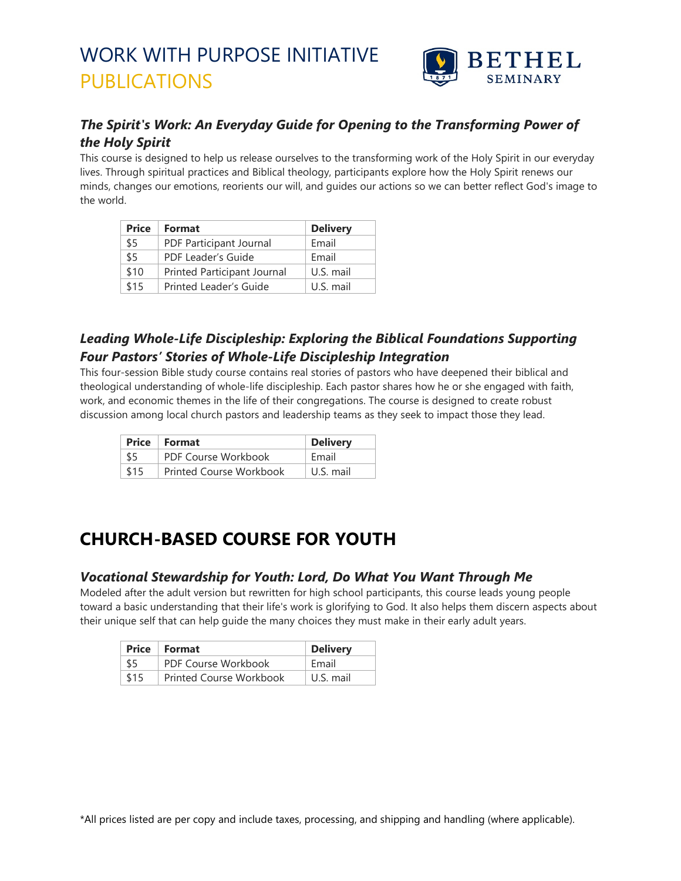# WORK WITH PURPOSE INITIATIVE
# PUBLICATIONS

BETHEL SEMINARY

### *The Spirit's Work: An Everyday Guide for Opening to the Transforming Power of the Holy Spirit*

This course is designed to help us release ourselves to the transforming work of the Holy Spirit in our everyday lives. Through spiritual practices and Biblical theology, participants explore how the Holy Spirit renews our minds, changes our emotions, reorients our will, and guides our actions so we can better reflect God's image to the world.

| Price | Format | Delivery |
|---|---|---|
| $5 | PDF Participant Journal | Email |
| $5 | PDF Leader's Guide | Email |
| $10 | Printed Participant Journal | U.S. mail |
| $15 | Printed Leader's Guide | U.S. mail |

### *Leading Whole-Life Discipleship: Exploring the Biblical Foundations Supporting Four Pastors' Stories of Whole-Life Discipleship Integration*

This four-session Bible study course contains real stories of pastors who have deepened their biblical and theological understanding of whole-life discipleship. Each pastor shares how he or she engaged with faith, work, and economic themes in the life of their congregations. The course is designed to create robust discussion among local church pastors and leadership teams as they seek to impact those they lead.

| Price | Format | Delivery |
|---|---|---|
| $5 | PDF Course Workbook | Email |
| $15 | Printed Course Workbook | U.S. mail |

## CHURCH-BASED COURSE FOR YOUTH

### *Vocational Stewardship for Youth: Lord, Do What You Want Through Me*

Modeled after the adult version but rewritten for high school participants, this course leads young people toward a basic understanding that their life's work is glorifying to God. It also helps them discern aspects about their unique self that can help guide the many choices they must make in their early adult years.

| Price | Format | Delivery |
|---|---|---|
| $5 | PDF Course Workbook | Email |
| $15 | Printed Course Workbook | U.S. mail |

*All prices listed are per copy and include taxes, processing, and shipping and handling (where applicable).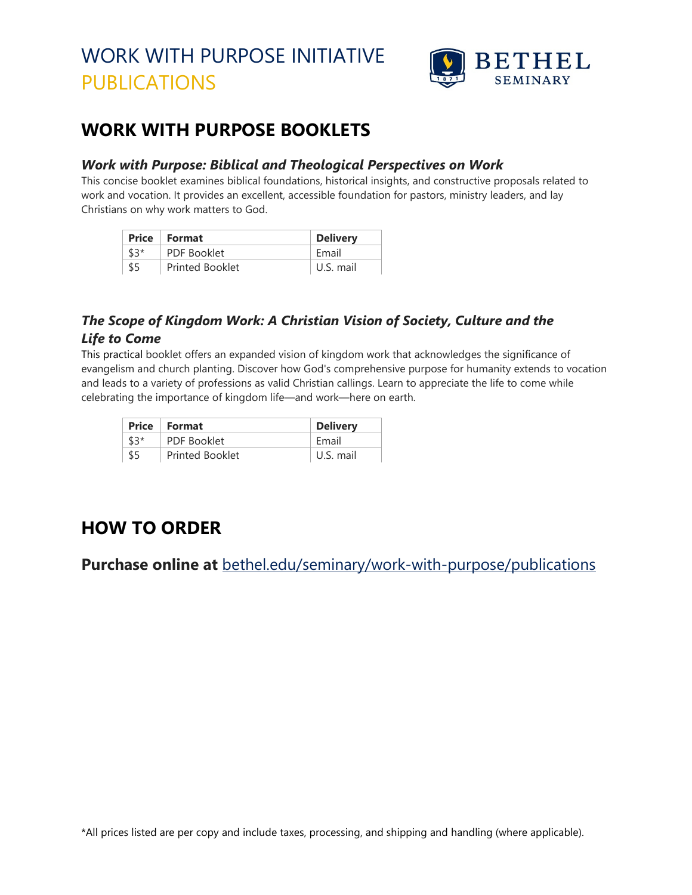# WORK WITH PURPOSE INITIATIVE
# PUBLICATIONS

BETHEL SEMINARY

## WORK WITH PURPOSE BOOKLETS

### *Work with Purpose: Biblical and Theological Perspectives on Work*

This concise booklet examines biblical foundations, historical insights, and constructive proposals related to work and vocation. It provides an excellent, accessible foundation for pastors, ministry leaders, and lay Christians on why work matters to God.

| Price | Format | Delivery |
|---|---|---|
| $3* | PDF Booklet | Email |
| $5 | Printed Booklet | U.S. mail |

### *The Scope of Kingdom Work: A Christian Vision of Society, Culture and the Life to Come*

This practical booklet offers an expanded vision of kingdom work that acknowledges the significance of evangelism and church planting. Discover how God's comprehensive purpose for humanity extends to vocation and leads to a variety of professions as valid Christian callings. Learn to appreciate the life to come while celebrating the importance of kingdom life—and work—here on earth.

| Price | Format | Delivery |
|---|---|---|
| $3* | PDF Booklet | Email |
| $5 | Printed Booklet | U.S. mail |

## HOW TO ORDER

**Purchase online at** bethel.edu/seminary/work-with-purpose/publications

*All prices listed are per copy and include taxes, processing, and shipping and handling (where applicable).